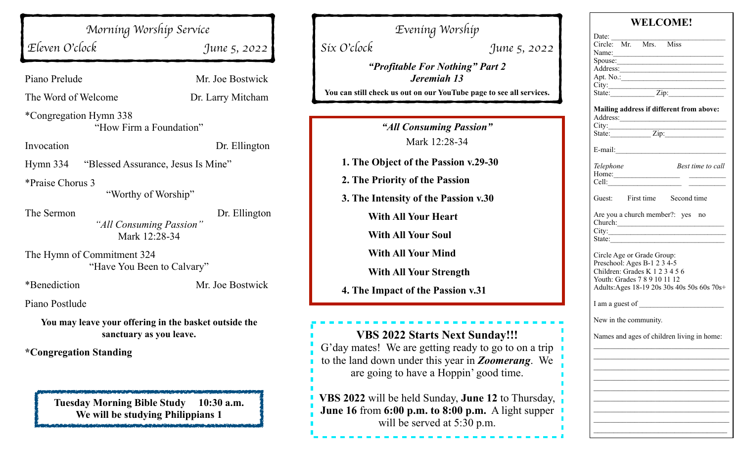## Morning Worship Service

*Eleven O'clock* *June 5, 2022*

Piano Prelude — Mr. Joe Bostwick

The Word of Welcome — Dr. Larry Mitcham

*Congregation Hymn 338
"How Firm a Foundation"

Invocation — Dr. Ellington

Hymn 334 "Blessed Assurance, Jesus Is Mine"

*Praise Chorus 3
"Worthy of Worship"

The Sermon — Dr. Ellington
*"All Consuming Passion"*
Mark 12:28-34

The Hymn of Commitment 324
"Have You Been to Calvary"

*Benediction — Mr. Joe Bostwick

Piano Postlude

**You may leave your offering in the basket outside the sanctuary as you leave.**

***Congregation Standing**

**Tuesday Morning Bible Study 10:30 a.m.**
**We will be studying Philippians 1**

## Evening Worship

*Six O'clock* *June 5, 2022*

***"Profitable For Nothing" Part 2***
***Jeremiah 13***

**You can still check us out on our YouTube page to see all services.**

***"All Consuming Passion"***
Mark 12:28-34

**1. The Object of the Passion v.29-30**

**2. The Priority of the Passion**

**3. The Intensity of the Passion v.30**

- **With All Your Heart**
- **With All Your Soul**
- **With All Your Mind**
- **With All Your Strength**

**4. The Impact of the Passion v.31**

**VBS 2022 Starts Next Sunday!!!**
G'day mates! We are getting ready to go to on a trip to the land down under this year in ***Zoomerang***. We are going to have a Hoppin' good time.

**VBS 2022** will be held Sunday, **June 12** to Thursday, **June 16** from **6:00 p.m. to 8:00 p.m.** A light supper will be served at 5:30 p.m.

## WELCOME!

Date: \_\_\_\_\_\_\_\_\_\_\_\_\_\_\_\_\_\_\_\_\_\_\_\_
Circle: Mr. Mrs. Miss
Name:\_\_\_\_\_\_\_\_\_\_\_\_\_\_\_\_\_\_\_\_\_\_\_\_
Spouse:\_\_\_\_\_\_\_\_\_\_\_\_\_\_\_\_\_\_\_\_\_\_\_\_
Address:\_\_\_\_\_\_\_\_\_\_\_\_\_\_\_\_\_\_\_\_\_\_\_\_
Apt. No.:\_\_\_\_\_\_\_\_\_\_\_\_\_\_\_\_\_\_\_\_\_\_\_\_
City:\_\_\_\_\_\_\_\_\_\_\_\_\_\_\_\_\_\_\_\_\_\_\_\_
State:\_\_\_\_\_\_\_\_\_\_ Zip:\_\_\_\_\_\_\_\_\_\_

**Mailing address if different from above:**
Address:\_\_\_\_\_\_\_\_\_\_\_\_\_\_\_\_\_\_\_\_\_\_\_\_
City:\_\_\_\_\_\_\_\_\_\_\_\_\_\_\_\_\_\_\_\_\_\_\_\_
State:\_\_\_\_\_\_\_\_\_\_ Zip:\_\_\_\_\_\_\_\_\_\_

E-mail:\_\_\_\_\_\_\_\_\_\_\_\_\_\_\_\_\_\_\_\_\_\_\_\_

*Telephone* *Best time to call*
Home:\_\_\_\_\_\_\_\_\_\_\_\_\_\_\_\_ \_\_\_\_\_\_\_\_
Cell:\_\_\_\_\_\_\_\_\_\_\_\_\_\_\_\_ \_\_\_\_\_\_\_\_

Guest: First time Second time

Are you a church member?: yes no
Church:\_\_\_\_\_\_\_\_\_\_\_\_\_\_\_\_\_\_\_\_\_\_\_\_
City:\_\_\_\_\_\_\_\_\_\_\_\_\_\_\_\_\_\_\_\_\_\_\_\_
State:\_\_\_\_\_\_\_\_\_\_\_\_\_\_\_\_\_\_\_\_\_\_\_\_

Circle Age or Grade Group:
Preschool: Ages B-1 2 3 4-5
Children: Grades K 1 2 3 4 5 6
Youth: Grades 7 8 9 10 11 12
Adults:Ages 18-19 20s 30s 40s 50s 60s 70s+

I am a guest of \_\_\_\_\_\_\_\_\_\_\_\_\_\_\_\_\_\_\_\_

New in the community.

Names and ages of children living in home:
\_\_\_\_\_\_\_\_\_\_\_\_\_\_\_\_\_\_\_\_\_\_\_\_\_\_\_\_\_\_
\_\_\_\_\_\_\_\_\_\_\_\_\_\_\_\_\_\_\_\_\_\_\_\_\_\_\_\_\_\_
\_\_\_\_\_\_\_\_\_\_\_\_\_\_\_\_\_\_\_\_\_\_\_\_\_\_\_\_\_\_
\_\_\_\_\_\_\_\_\_\_\_\_\_\_\_\_\_\_\_\_\_\_\_\_\_\_\_\_\_\_
\_\_\_\_\_\_\_\_\_\_\_\_\_\_\_\_\_\_\_\_\_\_\_\_\_\_\_\_\_\_
\_\_\_\_\_\_\_\_\_\_\_\_\_\_\_\_\_\_\_\_\_\_\_\_\_\_\_\_\_\_
\_\_\_\_\_\_\_\_\_\_\_\_\_\_\_\_\_\_\_\_\_\_\_\_\_\_\_\_\_\_
\_\_\_\_\_\_\_\_\_\_\_\_\_\_\_\_\_\_\_\_\_\_\_\_\_\_\_\_\_\_
\_\_\_\_\_\_\_\_\_\_\_\_\_\_\_\_\_\_\_\_\_\_\_\_\_\_\_\_\_\_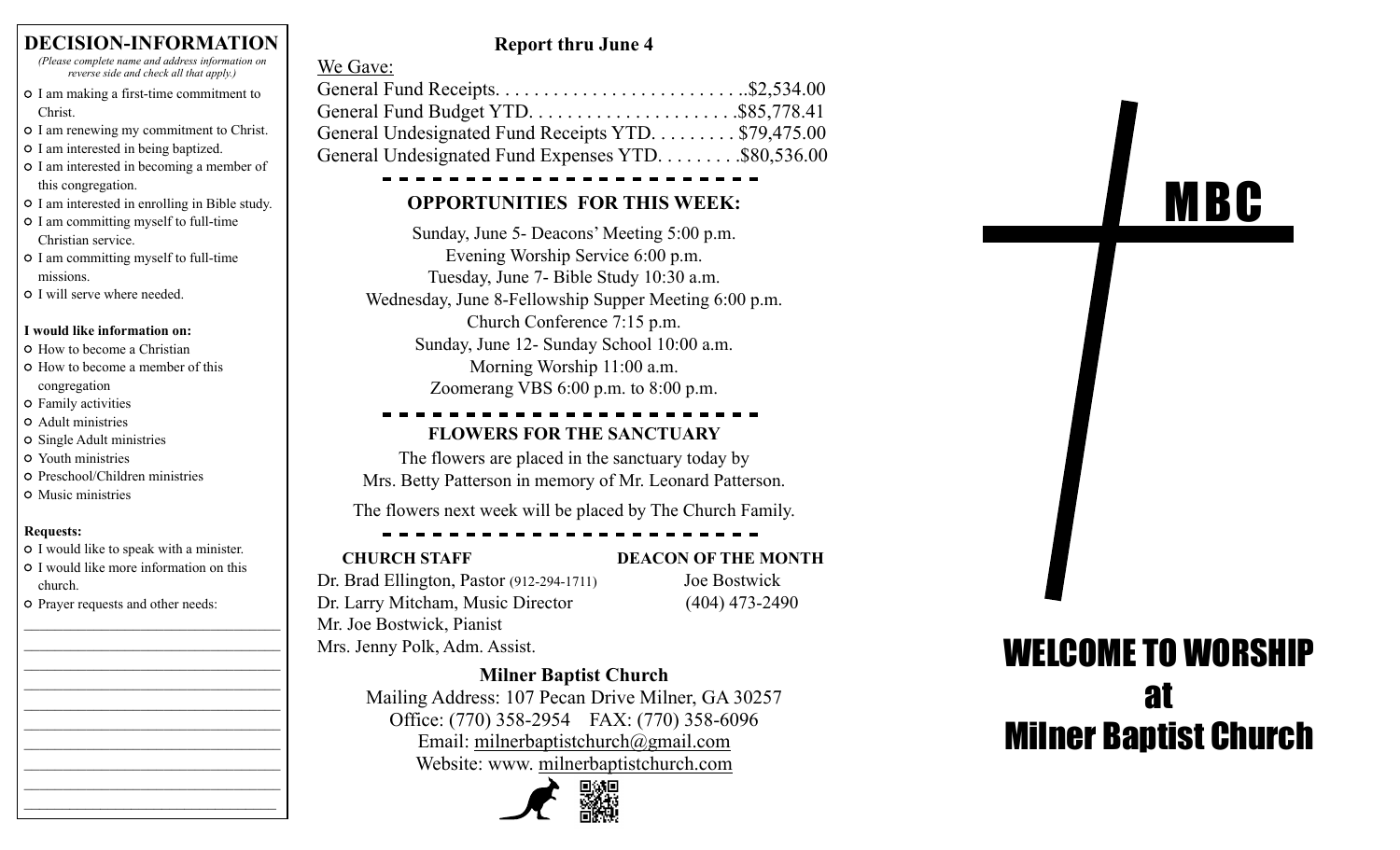## DECISION-INFORMATION

*(Please complete name and address information on reverse side and check all that apply.)*

- I am making a first-time commitment to Christ.
- I am renewing my commitment to Christ.
- I am interested in being baptized.
- I am interested in becoming a member of this congregation.
- I am interested in enrolling in Bible study.
- I am committing myself to full-time Christian service.
- I am committing myself to full-time missions.
- I will serve where needed.

**I would like information on:**

- How to become a Christian
- How to become a member of this congregation
- Family activities
- Adult ministries
- Single Adult ministries
- Youth ministries
- Preschool/Children ministries
- Music ministries

**Requests:**

- I would like to speak with a minister.
- I would like more information on this church.
- Prayer requests and other needs:

______________________________

______________________________

______________________________

______________________________

______________________________

______________________________

______________________________

______________________________

______________________________

______________________________

## Report thru June 4

We Gave:

General Fund Receipts. . . . . . . . . . . . . . . . . . . . . . . . . ..$2,534.00
General Fund Budget YTD. . . . . . . . . . . . . . . . . . . . . .$85,778.41
General Undesignated Fund Receipts YTD. . . . . . . . . $79,475.00
General Undesignated Fund Expenses YTD. . . . . . . . .$80,536.00

## OPPORTUNITIES FOR THIS WEEK:

Sunday, June 5- Deacons' Meeting 5:00 p.m.
Evening Worship Service 6:00 p.m.
Tuesday, June 7- Bible Study 10:30 a.m.
Wednesday, June 8-Fellowship Supper Meeting 6:00 p.m.
Church Conference 7:15 p.m.
Sunday, June 12- Sunday School 10:00 a.m.
Morning Worship 11:00 a.m.
Zoomerang VBS 6:00 p.m. to 8:00 p.m.

## FLOWERS FOR THE SANCTUARY

The flowers are placed in the sanctuary today by Mrs. Betty Patterson in memory of Mr. Leonard Patterson.

The flowers next week will be placed by The Church Family.

**CHURCH STAFF**

Dr. Brad Ellington, Pastor (912-294-1711)
Dr. Larry Mitcham, Music Director
Mr. Joe Bostwick, Pianist
Mrs. Jenny Polk, Adm. Assist.

**DEACON OF THE MONTH**

Joe Bostwick
(404) 473-2490

**Milner Baptist Church**

Mailing Address: 107 Pecan Drive Milner, GA 30257
Office: (770) 358-2954 FAX: (770) 358-6096
Email: milnerbaptistchurch@gmail.com
Website: www. milnerbaptistchurch.com

MBC

# WELCOME TO WORSHIP at Milner Baptist Church